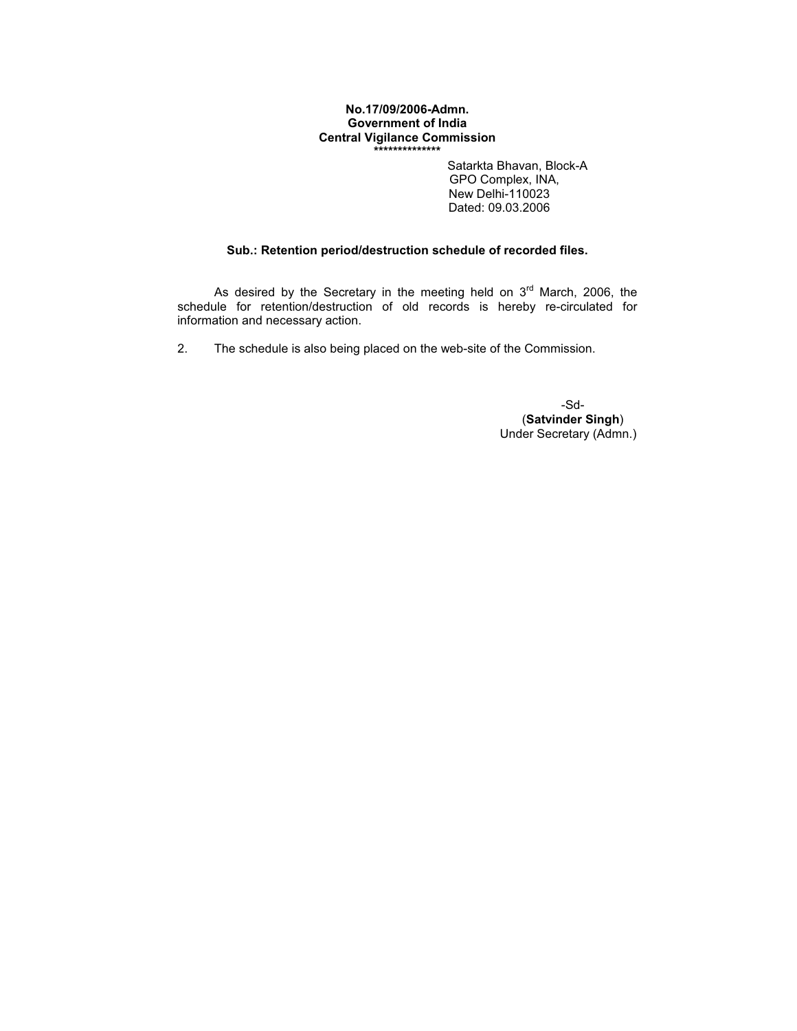**No.17/09/2006-Admn.**
**Government of India**
**Central Vigilance Commission**
**\*\*\*\*\*\*\*\*\*\*\*\*\*\***

Satarkta Bhavan, Block-A
GPO Complex, INA,
New Delhi-110023
Dated: 09.03.2006

**Sub.: Retention period/destruction schedule of recorded files.**

As desired by the Secretary in the meeting held on 3rd March, 2006, the schedule for retention/destruction of old records is hereby re-circulated for information and necessary action.

2. The schedule is also being placed on the web-site of the Commission.

-Sd-
(**Satvinder Singh**)
Under Secretary (Admn.)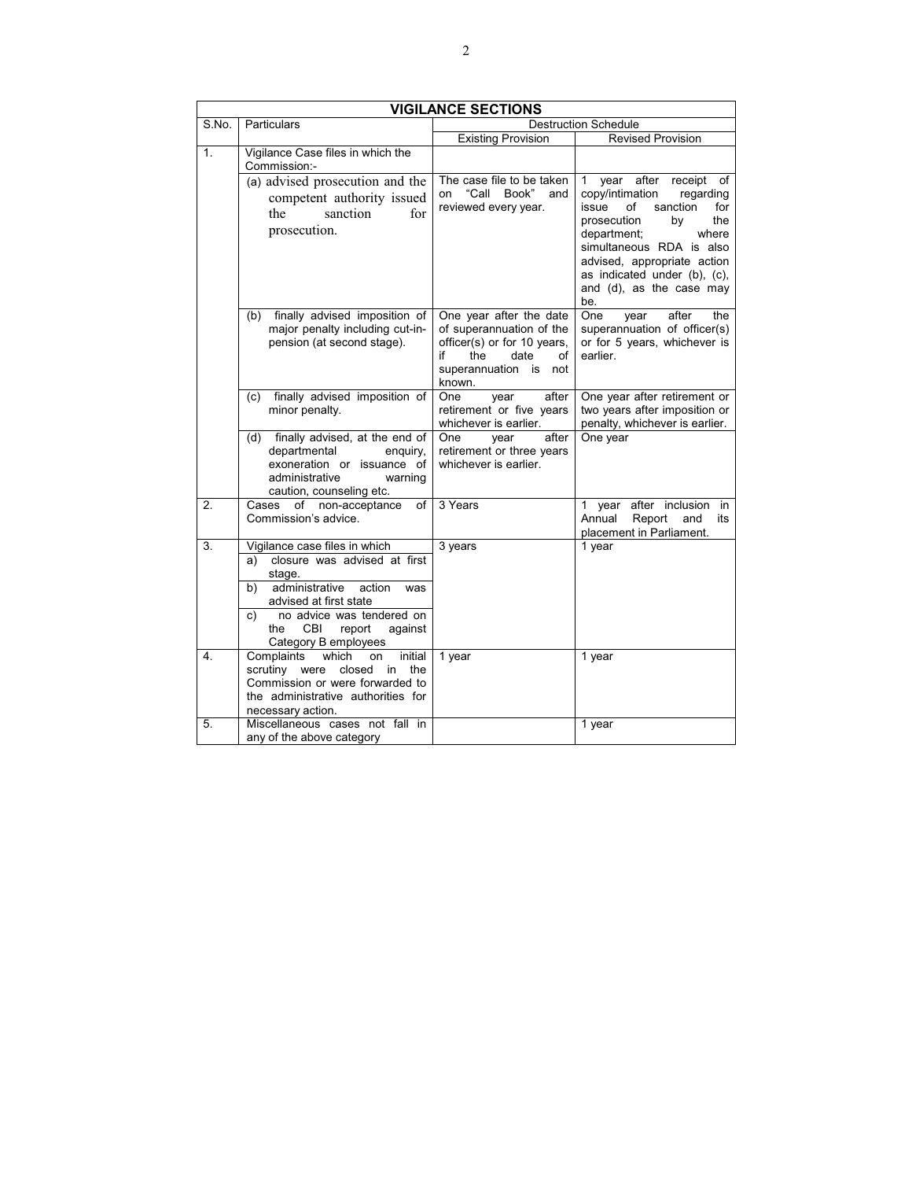| VIGILANCE SECTIONS | | | |
|---|---|---|---|
| S.No. | Particulars | Destruction Schedule | |
| | | Existing Provision | Revised Provision |
| 1. | Vigilance Case files in which the Commission:- | | |
| | (a) advised prosecution and the competent authority issued the sanction for prosecution. | The case file to be taken on "Call Book" and reviewed every year. | 1 year after receipt of copy/intimation regarding issue of sanction for prosecution by the department; where simultaneous RDA is also advised, appropriate action as indicated under (b), (c), and (d), as the case may be. |
| | (b) finally advised imposition of major penalty including cut-in-pension (at second stage). | One year after the date of superannuation of the officer(s) or for 10 years, if the date of superannuation is not known. | One year after the superannuation of officer(s) or for 5 years, whichever is earlier. |
| | (c) finally advised imposition of minor penalty. | One year after retirement or five years whichever is earlier. | One year after retirement or two years after imposition or penalty, whichever is earlier. |
| | (d) finally advised, at the end of departmental enquiry, exoneration or issuance of administrative warning caution, counseling etc. | One year after retirement or three years whichever is earlier. | One year |
| 2. | Cases of non-acceptance of Commission's advice. | 3 Years | 1 year after inclusion in Annual Report and its placement in Parliament. |
| 3. | Vigilance case files in which<br>a) closure was advised at first stage.<br>b) administrative action was advised at first state<br>c) no advice was tendered on the CBI report against Category B employees | 3 years | 1 year |
| 4. | Complaints which on initial scrutiny were closed in the Commission or were forwarded to the administrative authorities for necessary action. | 1 year | 1 year |
| 5. | Miscellaneous cases not fall in any of the above category | | 1 year |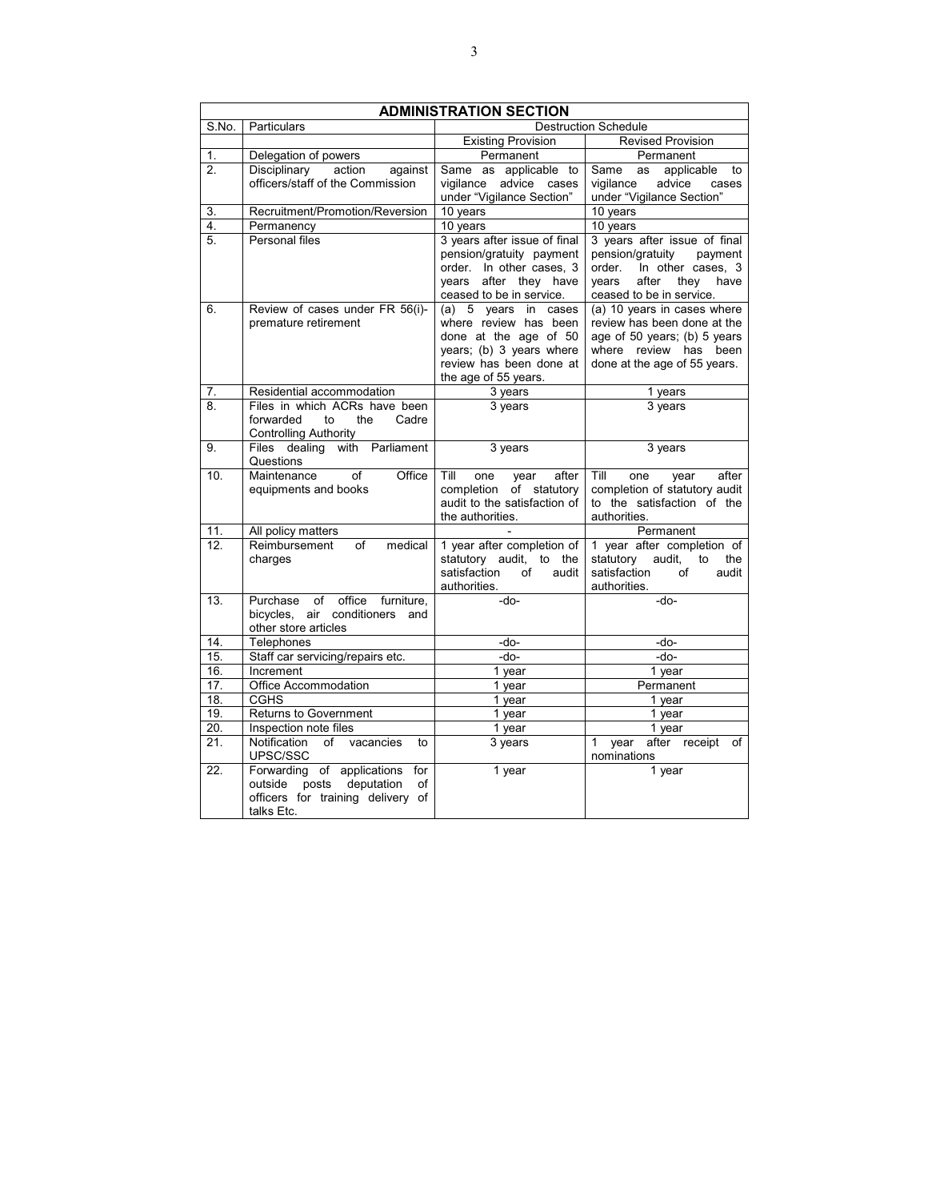| ADMINISTRATION SECTION | | | |
|---|---|---|---|
| S.No. | Particulars | Destruction Schedule | |
| | | Existing Provision | Revised Provision |
| 1. | Delegation of powers | Permanent | Permanent |
| 2. | Disciplinary action against officers/staff of the Commission | Same as applicable to vigilance advice cases under "Vigilance Section" | Same as applicable to vigilance advice cases under "Vigilance Section" |
| 3. | Recruitment/Promotion/Reversion | 10 years | 10 years |
| 4. | Permanency | 10 years | 10 years |
| 5. | Personal files | 3 years after issue of final pension/gratuity payment order. In other cases, 3 years after they have ceased to be in service. | 3 years after issue of final pension/gratuity payment order. In other cases, 3 years after they have ceased to be in service. |
| 6. | Review of cases under FR 56(i)- premature retirement | (a) 5 years in cases where review has been done at the age of 50 years; (b) 3 years where review has been done at the age of 55 years. | (a) 10 years in cases where review has been done at the age of 50 years; (b) 5 years where review has been done at the age of 55 years. |
| 7. | Residential accommodation | 3 years | 1 years |
| 8. | Files in which ACRs have been forwarded to the Cadre Controlling Authority | 3 years | 3 years |
| 9. | Files dealing with Parliament Questions | 3 years | 3 years |
| 10. | Maintenance of Office equipments and books | Till one year after completion of statutory audit to the satisfaction of the authorities. | Till one year after completion of statutory audit to the satisfaction of the authorities. |
| 11. | All policy matters | - | Permanent |
| 12. | Reimbursement of medical charges | 1 year after completion of statutory audit, to the satisfaction of audit authorities. | 1 year after completion of statutory audit, to the satisfaction of audit authorities. |
| 13. | Purchase of office furniture, bicycles, air conditioners and other store articles | -do- | -do- |
| 14. | Telephones | -do- | -do- |
| 15. | Staff car servicing/repairs etc. | -do- | -do- |
| 16. | Increment | 1 year | 1 year |
| 17. | Office Accommodation | 1 year | Permanent |
| 18. | CGHS | 1 year | 1 year |
| 19. | Returns to Government | 1 year | 1 year |
| 20. | Inspection note files | 1 year | 1 year |
| 21. | Notification of vacancies to UPSC/SSC | 3 years | 1 year after receipt of nominations |
| 22. | Forwarding of applications for outside posts deputation of officers for training delivery of talks Etc. | 1 year | 1 year |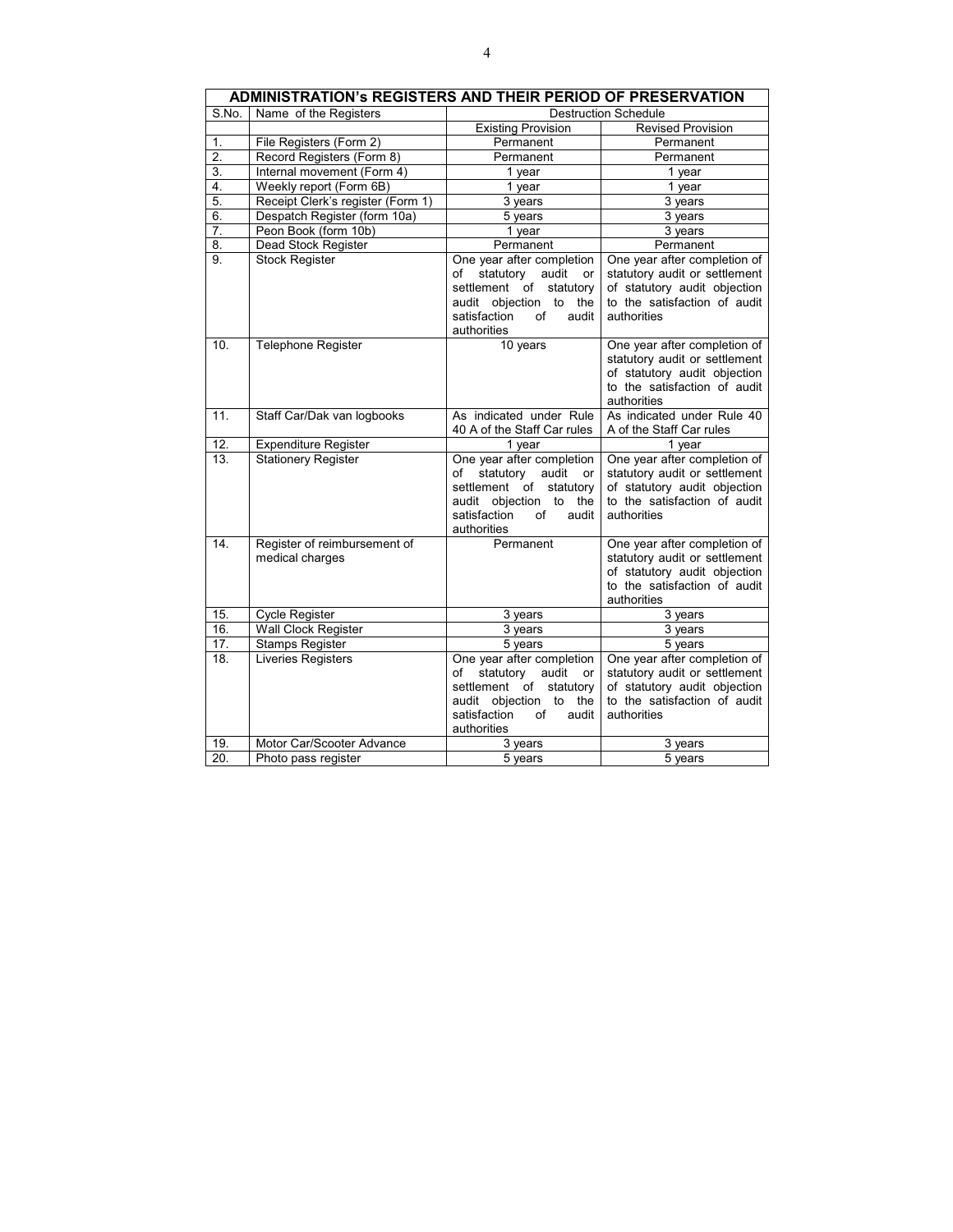| ADMINISTRATION's REGISTERS AND THEIR PERIOD OF PRESERVATION | | | |
|---|---|---|---|
| S.No. | Name of the Registers | Destruction Schedule | |
| | | Existing Provision | Revised Provision |
| 1. | File Registers (Form 2) | Permanent | Permanent |
| 2. | Record Registers (Form 8) | Permanent | Permanent |
| 3. | Internal movement (Form 4) | 1 year | 1 year |
| 4. | Weekly report (Form 6B) | 1 year | 1 year |
| 5. | Receipt Clerk's register (Form 1) | 3 years | 3 years |
| 6. | Despatch Register (form 10a) | 5 years | 3 years |
| 7. | Peon Book (form 10b) | 1 year | 3 years |
| 8. | Dead Stock Register | Permanent | Permanent |
| 9. | Stock Register | One year after completion of statutory audit or settlement of statutory audit objection to the satisfaction of audit authorities | One year after completion of statutory audit or settlement of statutory audit objection to the satisfaction of audit authorities |
| 10. | Telephone Register | 10 years | One year after completion of statutory audit or settlement of statutory audit objection to the satisfaction of audit authorities |
| 11. | Staff Car/Dak van logbooks | As indicated under Rule 40 A of the Staff Car rules | As indicated under Rule 40 A of the Staff Car rules |
| 12. | Expenditure Register | 1 year | 1 year |
| 13. | Stationery Register | One year after completion of statutory audit or settlement of statutory audit objection to the satisfaction of audit authorities | One year after completion of statutory audit or settlement of statutory audit objection to the satisfaction of audit authorities |
| 14. | Register of reimbursement of medical charges | Permanent | One year after completion of statutory audit or settlement of statutory audit objection to the satisfaction of audit authorities |
| 15. | Cycle Register | 3 years | 3 years |
| 16. | Wall Clock Register | 3 years | 3 years |
| 17. | Stamps Register | 5 years | 5 years |
| 18. | Liveries Registers | One year after completion of statutory audit or settlement of statutory audit objection to the satisfaction of audit authorities | One year after completion of statutory audit or settlement of statutory audit objection to the satisfaction of audit authorities |
| 19. | Motor Car/Scooter Advance | 3 years | 3 years |
| 20. | Photo pass register | 5 years | 5 years |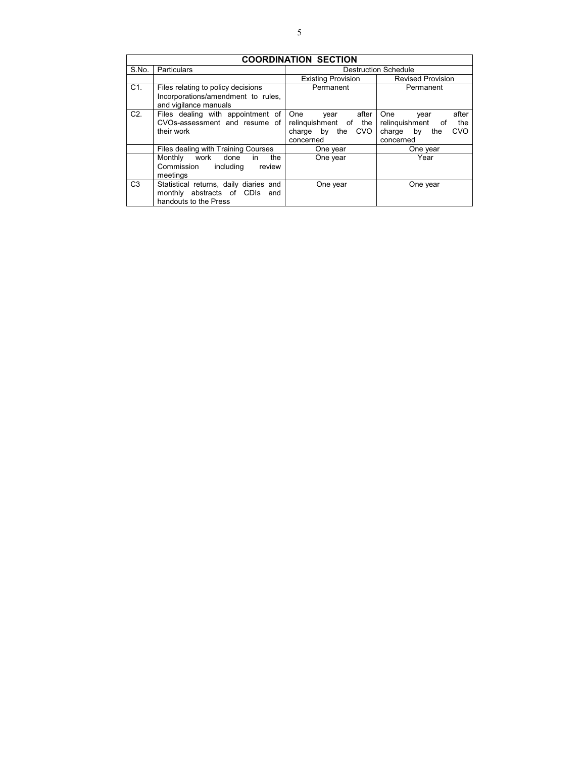| COORDINATION SECTION | | | |
|---|---|---|---|
| S.No. | Particulars | Destruction Schedule | |
| | | Existing Provision | Revised Provision |
| C1. | Files relating to policy decisions Incorporations/amendment to rules, and vigilance manuals | Permanent | Permanent |
| C2. | Files dealing with appointment of CVOs-assessment and resume of their work | One year after relinquishment of the charge by the CVO concerned | One year after relinquishment of the charge by the CVO concerned |
| | Files dealing with Training Courses | One year | One year |
| | Monthly work done in the Commission including review meetings | One year | Year |
| C3 | Statistical returns, daily diaries and monthly abstracts of CDIs and handouts to the Press | One year | One year |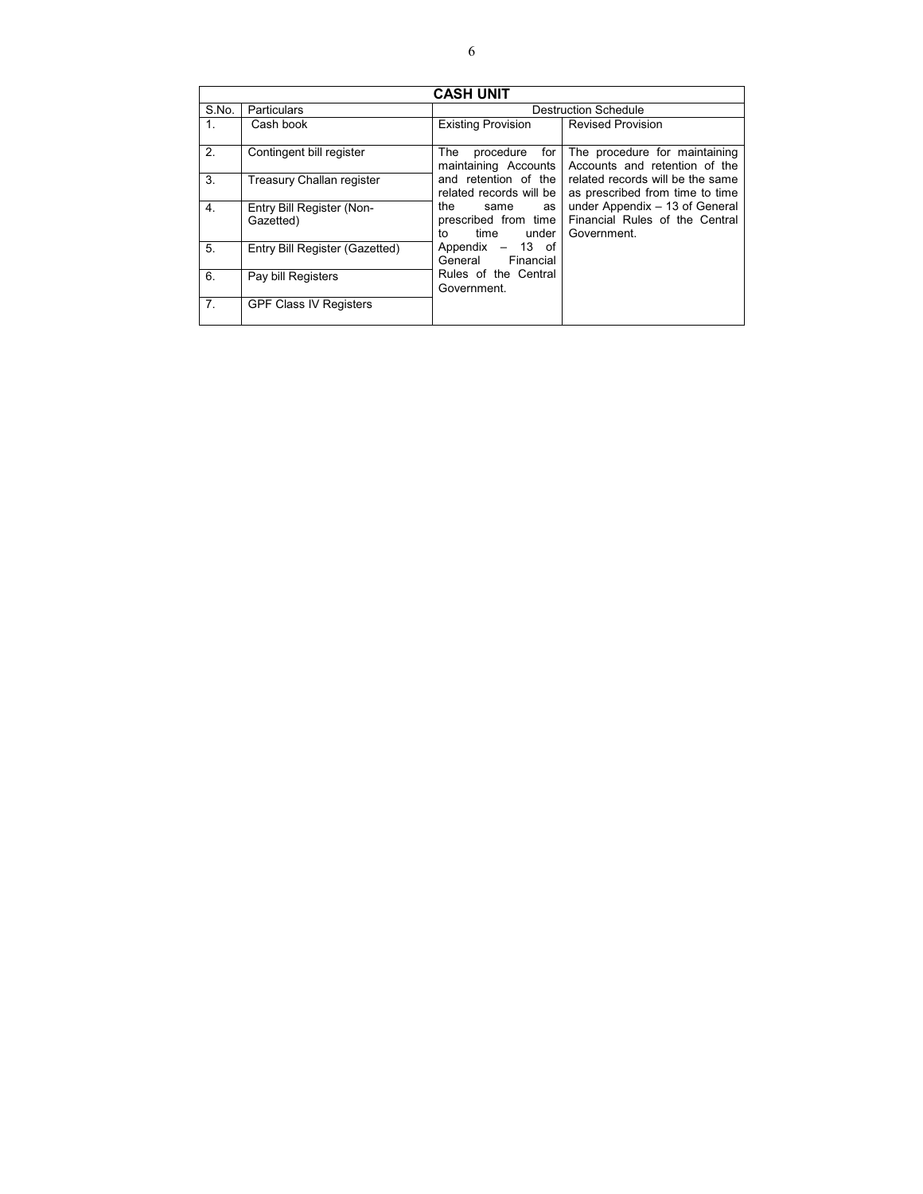| CASH UNIT | | | |
|---|---|---|---|
| S.No. | Particulars | Destruction Schedule | |
| 1. | Cash book | Existing Provision | Revised Provision |
| 2. | Contingent bill register | The procedure for maintaining Accounts and retention of the related records will be the same as prescribed from time to time under Appendix – 13 of General Financial Rules of the Central Government. | The procedure for maintaining Accounts and retention of the related records will be the same as prescribed from time to time under Appendix – 13 of General Financial Rules of the Central Government. |
| 3. | Treasury Challan register | | |
| 4. | Entry Bill Register (Non-Gazetted) | | |
| 5. | Entry Bill Register (Gazetted) | | |
| 6. | Pay bill Registers | | |
| 7. | GPF Class IV Registers | | |